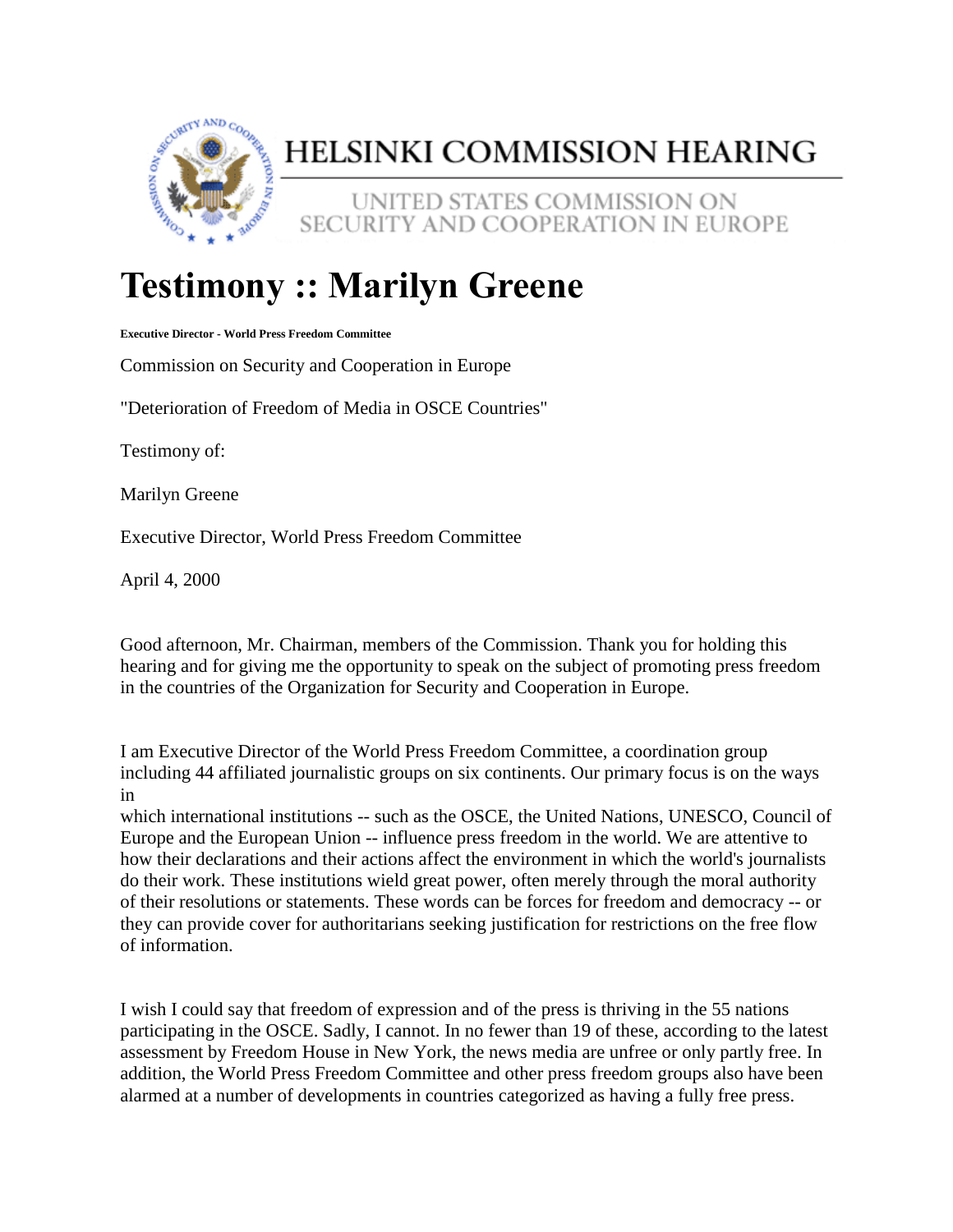# HELSINKI COMMISSION HEARING

UNITED STATES COMMISSION ON SECURITY AND COOPERATION IN EUROPE

# Testimony :: Marilyn Greene

**Executive Director - World Press Freedom Committee**

Commission on Security and Cooperation in Europe

"Deterioration of Freedom of Media in OSCE Countries"

Testimony of:

Marilyn Greene

Executive Director, World Press Freedom Committee

April 4, 2000

Good afternoon, Mr. Chairman, members of the Commission. Thank you for holding this hearing and for giving me the opportunity to speak on the subject of promoting press freedom in the countries of the Organization for Security and Cooperation in Europe.

I am Executive Director of the World Press Freedom Committee, a coordination group including 44 affiliated journalistic groups on six continents. Our primary focus is on the ways in which international institutions -- such as the OSCE, the United Nations, UNESCO, Council of Europe and the European Union -- influence press freedom in the world. We are attentive to how their declarations and their actions affect the environment in which the world's journalists do their work. These institutions wield great power, often merely through the moral authority of their resolutions or statements. These words can be forces for freedom and democracy -- or they can provide cover for authoritarians seeking justification for restrictions on the free flow of information.

I wish I could say that freedom of expression and of the press is thriving in the 55 nations participating in the OSCE. Sadly, I cannot. In no fewer than 19 of these, according to the latest assessment by Freedom House in New York, the news media are unfree or only partly free. In addition, the World Press Freedom Committee and other press freedom groups also have been alarmed at a number of developments in countries categorized as having a fully free press.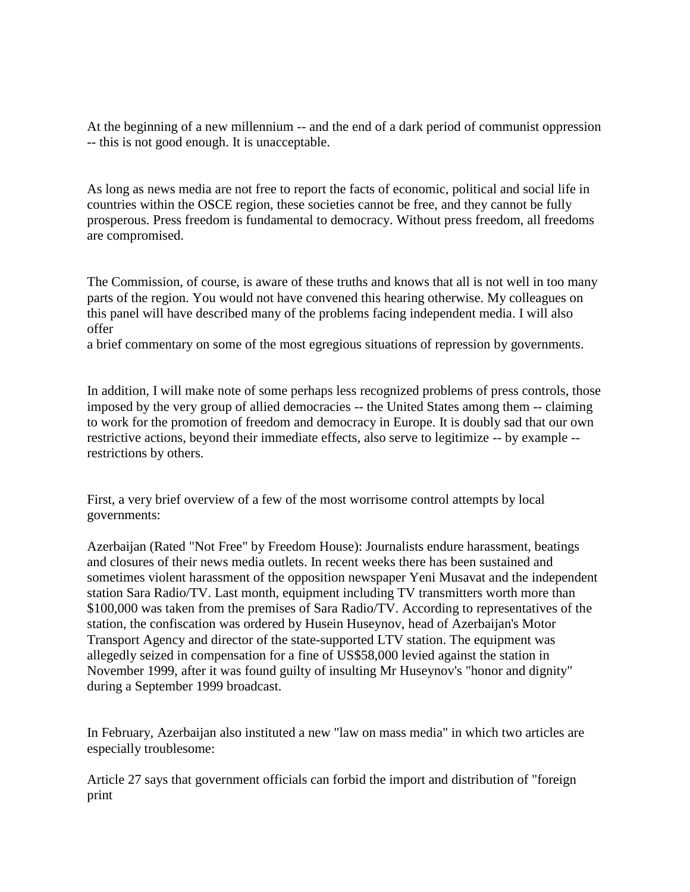At the beginning of a new millennium -- and the end of a dark period of communist oppression -- this is not good enough. It is unacceptable.

As long as news media are not free to report the facts of economic, political and social life in countries within the OSCE region, these societies cannot be free, and they cannot be fully prosperous. Press freedom is fundamental to democracy. Without press freedom, all freedoms are compromised.

The Commission, of course, is aware of these truths and knows that all is not well in too many parts of the region. You would not have convened this hearing otherwise. My colleagues on this panel will have described many of the problems facing independent media. I will also offer
a brief commentary on some of the most egregious situations of repression by governments.

In addition, I will make note of some perhaps less recognized problems of press controls, those imposed by the very group of allied democracies -- the United States among them -- claiming to work for the promotion of freedom and democracy in Europe. It is doubly sad that our own restrictive actions, beyond their immediate effects, also serve to legitimize -- by example -- restrictions by others.

First, a very brief overview of a few of the most worrisome control attempts by local governments:

Azerbaijan (Rated "Not Free" by Freedom House): Journalists endure harassment, beatings and closures of their news media outlets. In recent weeks there has been sustained and sometimes violent harassment of the opposition newspaper Yeni Musavat and the independent station Sara Radio/TV. Last month, equipment including TV transmitters worth more than $100,000 was taken from the premises of Sara Radio/TV. According to representatives of the station, the confiscation was ordered by Husein Huseynov, head of Azerbaijan's Motor Transport Agency and director of the state-supported LTV station. The equipment was allegedly seized in compensation for a fine of US$58,000 levied against the station in November 1999, after it was found guilty of insulting Mr Huseynov's "honor and dignity" during a September 1999 broadcast.

In February, Azerbaijan also instituted a new "law on mass media" in which two articles are especially troublesome:

Article 27 says that government officials can forbid the import and distribution of "foreign print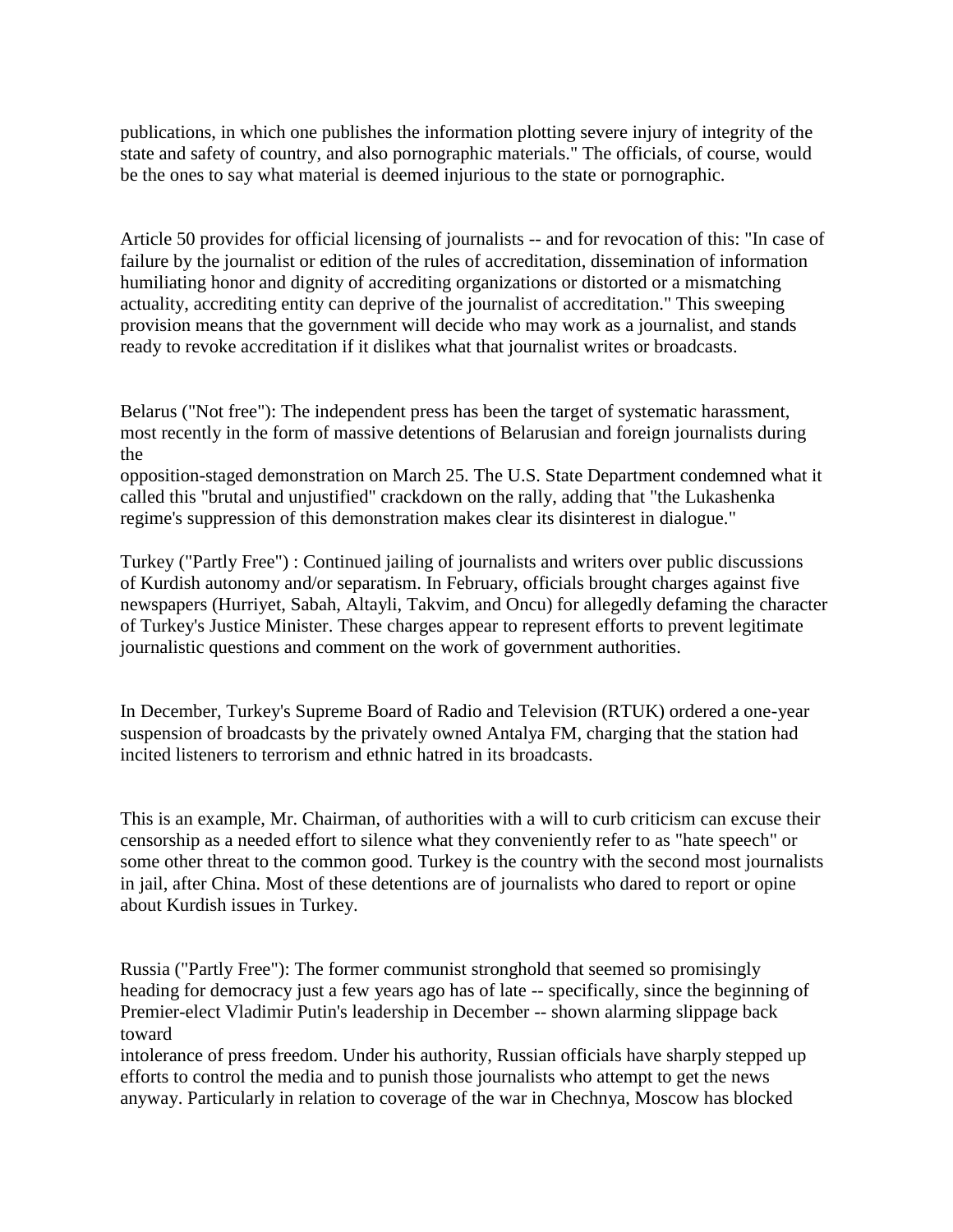publications, in which one publishes the information plotting severe injury of integrity of the state and safety of country, and also pornographic materials." The officials, of course, would be the ones to say what material is deemed injurious to the state or pornographic.

Article 50 provides for official licensing of journalists -- and for revocation of this: "In case of failure by the journalist or edition of the rules of accreditation, dissemination of information humiliating honor and dignity of accrediting organizations or distorted or a mismatching actuality, accrediting entity can deprive of the journalist of accreditation." This sweeping provision means that the government will decide who may work as a journalist, and stands ready to revoke accreditation if it dislikes what that journalist writes or broadcasts.

Belarus ("Not free"): The independent press has been the target of systematic harassment, most recently in the form of massive detentions of Belarusian and foreign journalists during the opposition-staged demonstration on March 25. The U.S. State Department condemned what it called this "brutal and unjustified" crackdown on the rally, adding that "the Lukashenka regime's suppression of this demonstration makes clear its disinterest in dialogue."

Turkey ("Partly Free") : Continued jailing of journalists and writers over public discussions of Kurdish autonomy and/or separatism. In February, officials brought charges against five newspapers (Hurriyet, Sabah, Altayli, Takvim, and Oncu) for allegedly defaming the character of Turkey's Justice Minister. These charges appear to represent efforts to prevent legitimate journalistic questions and comment on the work of government authorities.

In December, Turkey's Supreme Board of Radio and Television (RTUK) ordered a one-year suspension of broadcasts by the privately owned Antalya FM, charging that the station had incited listeners to terrorism and ethnic hatred in its broadcasts.

This is an example, Mr. Chairman, of authorities with a will to curb criticism can excuse their censorship as a needed effort to silence what they conveniently refer to as "hate speech" or some other threat to the common good. Turkey is the country with the second most journalists in jail, after China. Most of these detentions are of journalists who dared to report or opine about Kurdish issues in Turkey.

Russia ("Partly Free"): The former communist stronghold that seemed so promisingly heading for democracy just a few years ago has of late -- specifically, since the beginning of Premier-elect Vladimir Putin's leadership in December -- shown alarming slippage back toward intolerance of press freedom. Under his authority, Russian officials have sharply stepped up efforts to control the media and to punish those journalists who attempt to get the news anyway. Particularly in relation to coverage of the war in Chechnya, Moscow has blocked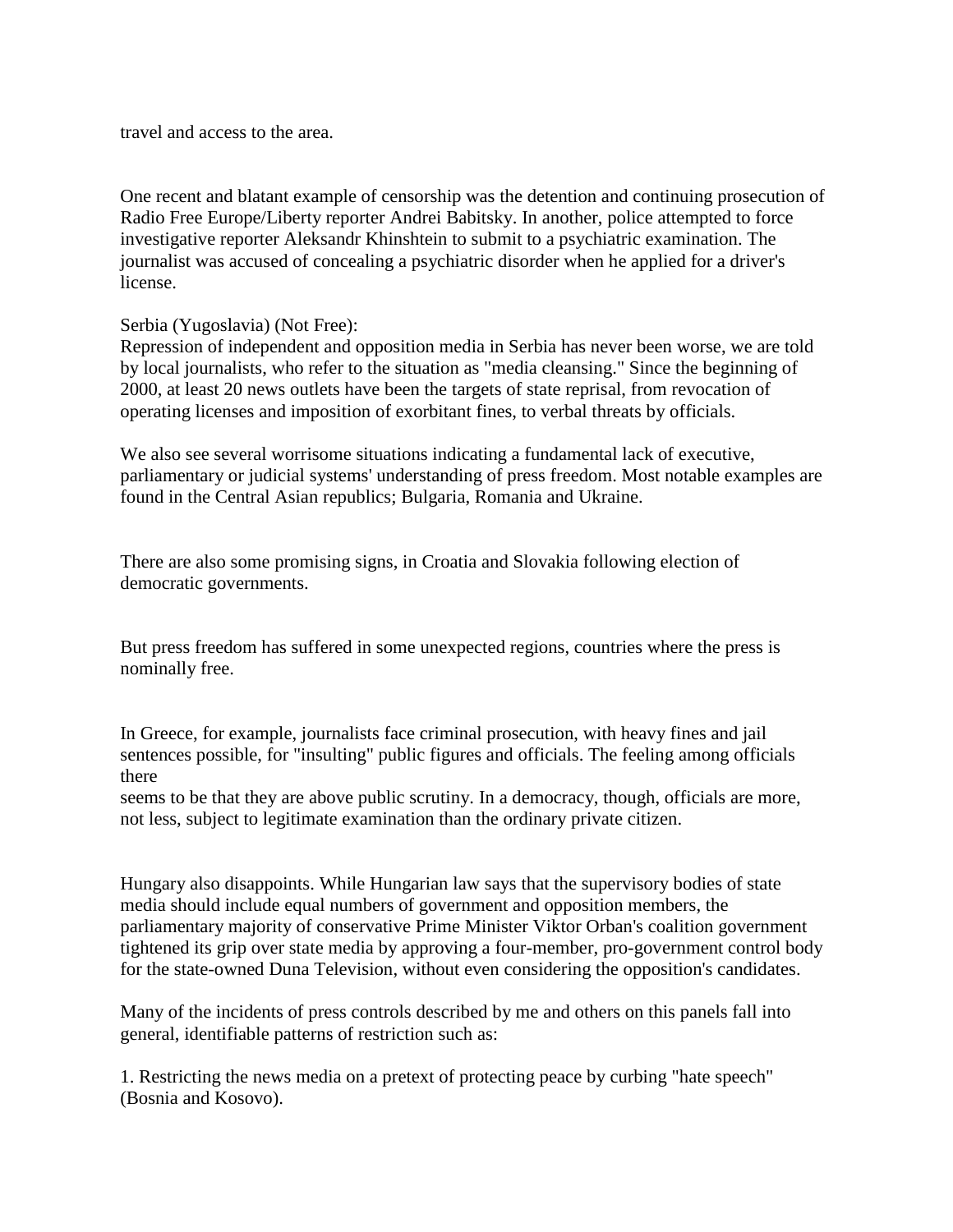travel and access to the area.

One recent and blatant example of censorship was the detention and continuing prosecution of Radio Free Europe/Liberty reporter Andrei Babitsky. In another, police attempted to force investigative reporter Aleksandr Khinshtein to submit to a psychiatric examination. The journalist was accused of concealing a psychiatric disorder when he applied for a driver's license.

Serbia (Yugoslavia) (Not Free):
Repression of independent and opposition media in Serbia has never been worse, we are told by local journalists, who refer to the situation as "media cleansing." Since the beginning of 2000, at least 20 news outlets have been the targets of state reprisal, from revocation of operating licenses and imposition of exorbitant fines, to verbal threats by officials.

We also see several worrisome situations indicating a fundamental lack of executive, parliamentary or judicial systems' understanding of press freedom. Most notable examples are found in the Central Asian republics; Bulgaria, Romania and Ukraine.

There are also some promising signs, in Croatia and Slovakia following election of democratic governments.

But press freedom has suffered in some unexpected regions, countries where the press is nominally free.

In Greece, for example, journalists face criminal prosecution, with heavy fines and jail sentences possible, for "insulting" public figures and officials. The feeling among officials there
seems to be that they are above public scrutiny. In a democracy, though, officials are more, not less, subject to legitimate examination than the ordinary private citizen.

Hungary also disappoints. While Hungarian law says that the supervisory bodies of state media should include equal numbers of government and opposition members, the parliamentary majority of conservative Prime Minister Viktor Orban's coalition government tightened its grip over state media by approving a four-member, pro-government control body for the state-owned Duna Television, without even considering the opposition's candidates.

Many of the incidents of press controls described by me and others on this panels fall into general, identifiable patterns of restriction such as:

1. Restricting the news media on a pretext of protecting peace by curbing "hate speech" (Bosnia and Kosovo).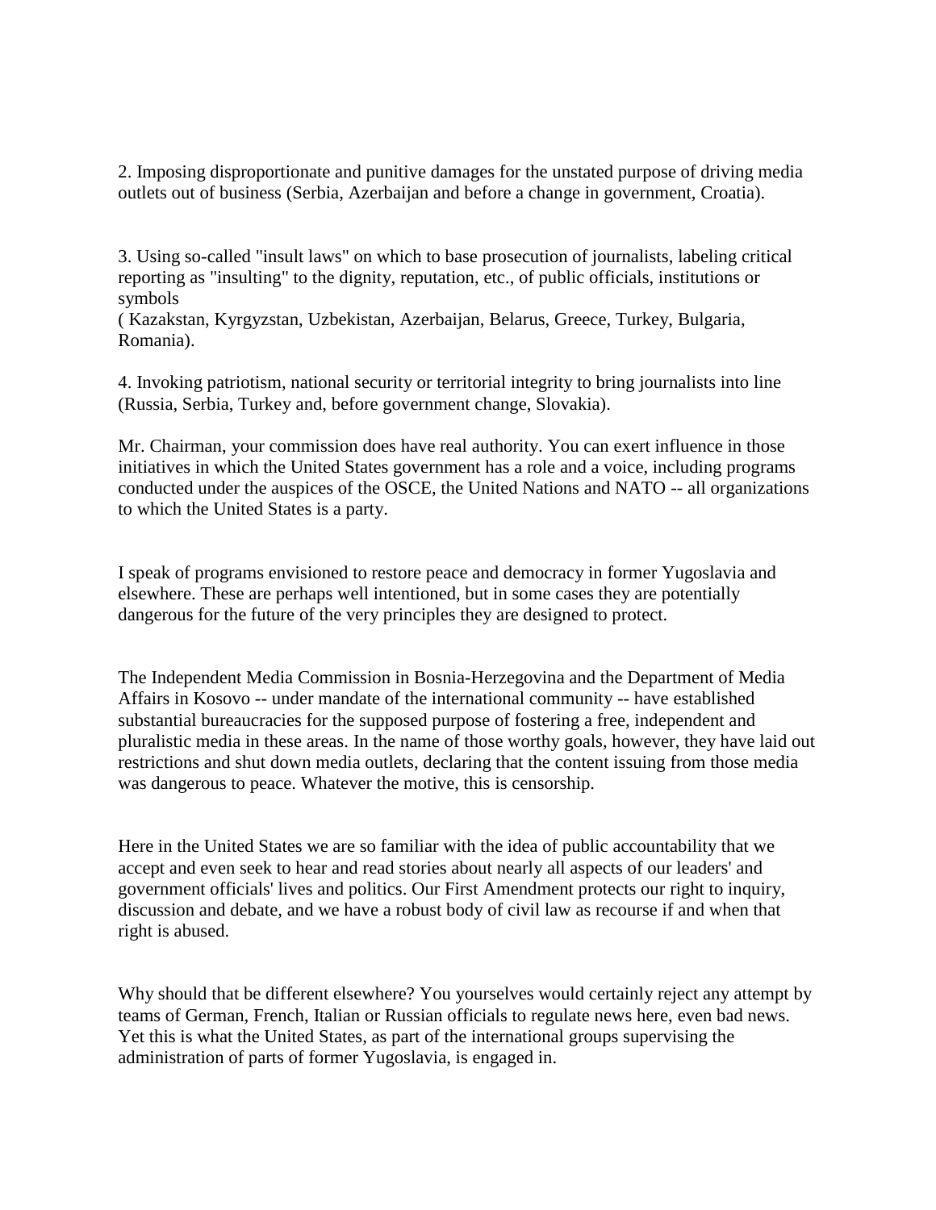2. Imposing disproportionate and punitive damages for the unstated purpose of driving media outlets out of business (Serbia, Azerbaijan and before a change in government, Croatia).

3. Using so-called "insult laws" on which to base prosecution of journalists, labeling critical reporting as "insulting" to the dignity, reputation, etc., of public officials, institutions or symbols
( Kazakstan, Kyrgyzstan, Uzbekistan, Azerbaijan, Belarus, Greece, Turkey, Bulgaria, Romania).

4. Invoking patriotism, national security or territorial integrity to bring journalists into line (Russia, Serbia, Turkey and, before government change, Slovakia).

Mr. Chairman, your commission does have real authority. You can exert influence in those initiatives in which the United States government has a role and a voice, including programs conducted under the auspices of the OSCE, the United Nations and NATO -- all organizations to which the United States is a party.

I speak of programs envisioned to restore peace and democracy in former Yugoslavia and elsewhere. These are perhaps well intentioned, but in some cases they are potentially dangerous for the future of the very principles they are designed to protect.

The Independent Media Commission in Bosnia-Herzegovina and the Department of Media Affairs in Kosovo -- under mandate of the international community -- have established substantial bureaucracies for the supposed purpose of fostering a free, independent and pluralistic media in these areas. In the name of those worthy goals, however, they have laid out restrictions and shut down media outlets, declaring that the content issuing from those media was dangerous to peace. Whatever the motive, this is censorship.

Here in the United States we are so familiar with the idea of public accountability that we accept and even seek to hear and read stories about nearly all aspects of our leaders' and government officials' lives and politics. Our First Amendment protects our right to inquiry, discussion and debate, and we have a robust body of civil law as recourse if and when that right is abused.

Why should that be different elsewhere? You yourselves would certainly reject any attempt by teams of German, French, Italian or Russian officials to regulate news here, even bad news. Yet this is what the United States, as part of the international groups supervising the administration of parts of former Yugoslavia, is engaged in.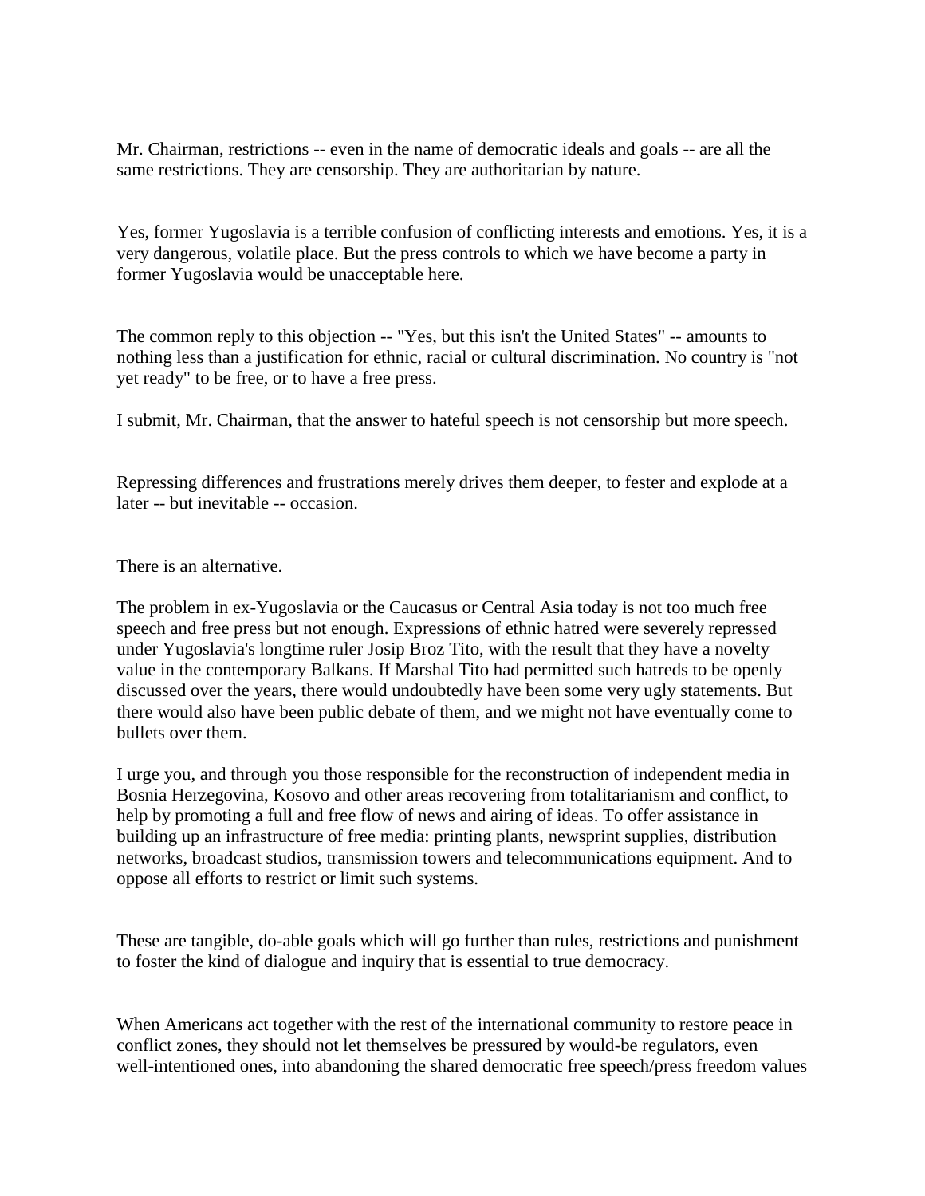Mr. Chairman, restrictions -- even in the name of democratic ideals and goals -- are all the same restrictions. They are censorship. They are authoritarian by nature.

Yes, former Yugoslavia is a terrible confusion of conflicting interests and emotions. Yes, it is a very dangerous, volatile place. But the press controls to which we have become a party in former Yugoslavia would be unacceptable here.

The common reply to this objection -- "Yes, but this isn't the United States" -- amounts to nothing less than a justification for ethnic, racial or cultural discrimination. No country is "not yet ready" to be free, or to have a free press.

I submit, Mr. Chairman, that the answer to hateful speech is not censorship but more speech.

Repressing differences and frustrations merely drives them deeper, to fester and explode at a later -- but inevitable -- occasion.

There is an alternative.

The problem in ex-Yugoslavia or the Caucasus or Central Asia today is not too much free speech and free press but not enough. Expressions of ethnic hatred were severely repressed under Yugoslavia's longtime ruler Josip Broz Tito, with the result that they have a novelty value in the contemporary Balkans. If Marshal Tito had permitted such hatreds to be openly discussed over the years, there would undoubtedly have been some very ugly statements. But there would also have been public debate of them, and we might not have eventually come to bullets over them.

I urge you, and through you those responsible for the reconstruction of independent media in Bosnia Herzegovina, Kosovo and other areas recovering from totalitarianism and conflict, to help by promoting a full and free flow of news and airing of ideas. To offer assistance in building up an infrastructure of free media: printing plants, newsprint supplies, distribution networks, broadcast studios, transmission towers and telecommunications equipment. And to oppose all efforts to restrict or limit such systems.

These are tangible, do-able goals which will go further than rules, restrictions and punishment to foster the kind of dialogue and inquiry that is essential to true democracy.

When Americans act together with the rest of the international community to restore peace in conflict zones, they should not let themselves be pressured by would-be regulators, even well-intentioned ones, into abandoning the shared democratic free speech/press freedom values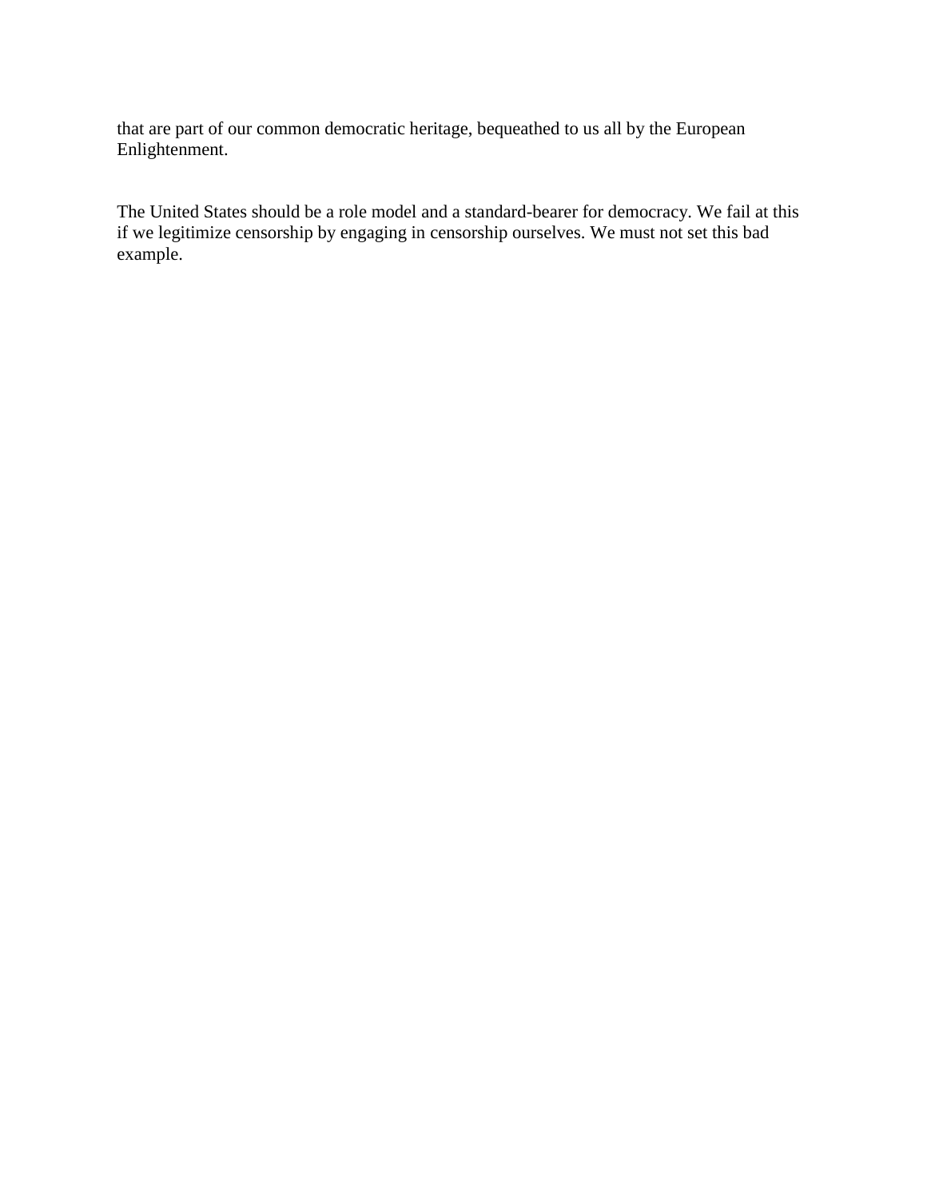that are part of our common democratic heritage, bequeathed to us all by the European Enlightenment.

The United States should be a role model and a standard-bearer for democracy. We fail at this if we legitimize censorship by engaging in censorship ourselves. We must not set this bad example.